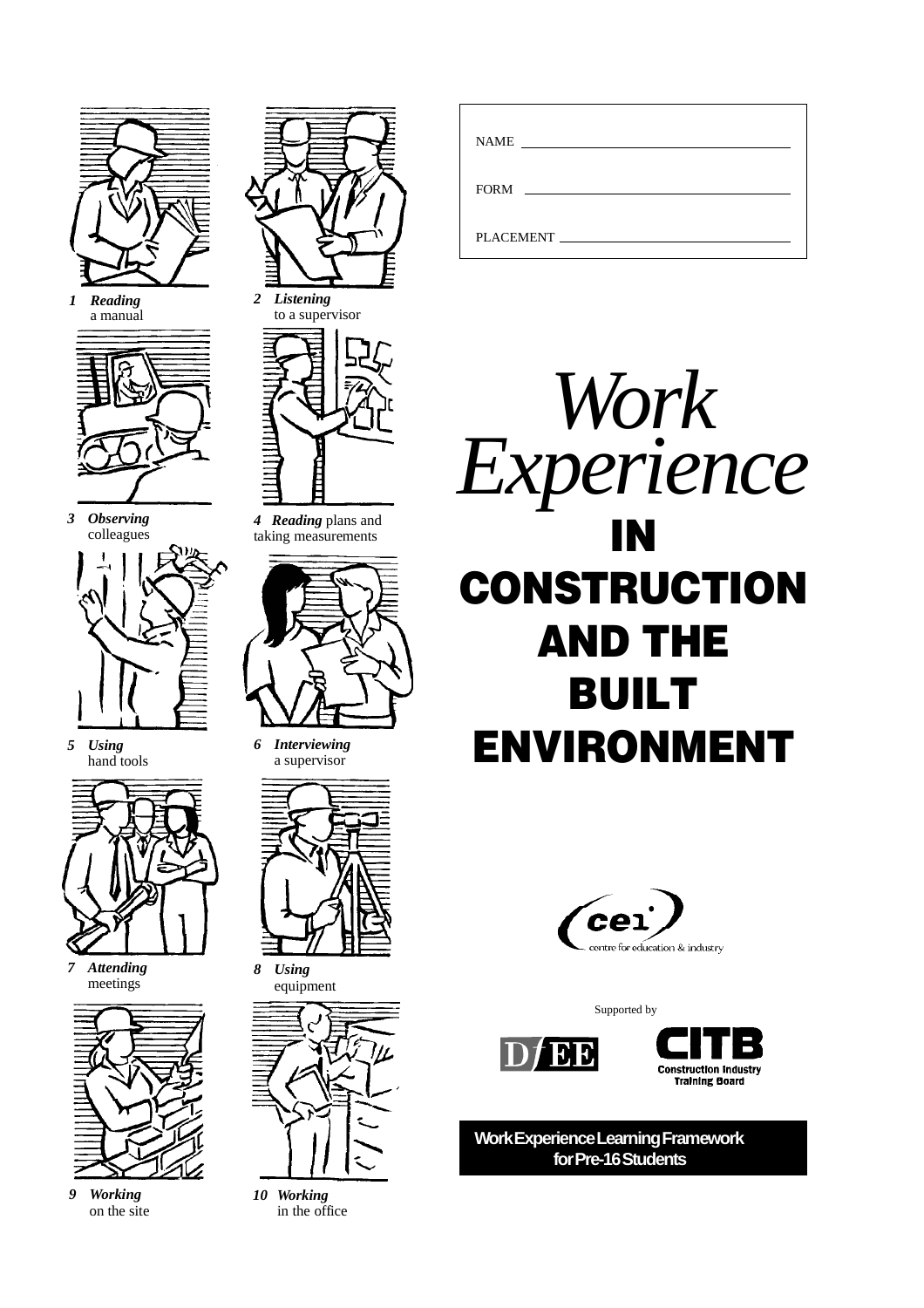NAME ______________________________

FORM ______________________________

PLACEMENT __________________________

# *Work Experience* IN CONSTRUCTION AND THE BUILT ENVIRONMENT

1 ***Reading*** a manual

2 ***Listening*** to a supervisor

3 ***Observing*** colleagues

4 ***Reading*** plans and taking measurements

5 ***Using*** hand tools

6 ***Interviewing*** a supervisor

7 ***Attending*** meetings

8 ***Using*** equipment

9 ***Working*** on the site

10 ***Working*** in the office

cei centre for education & industry

Supported by

DfEE

CITB Construction Industry Training Board

**Work Experience Learning Framework for Pre-16 Students**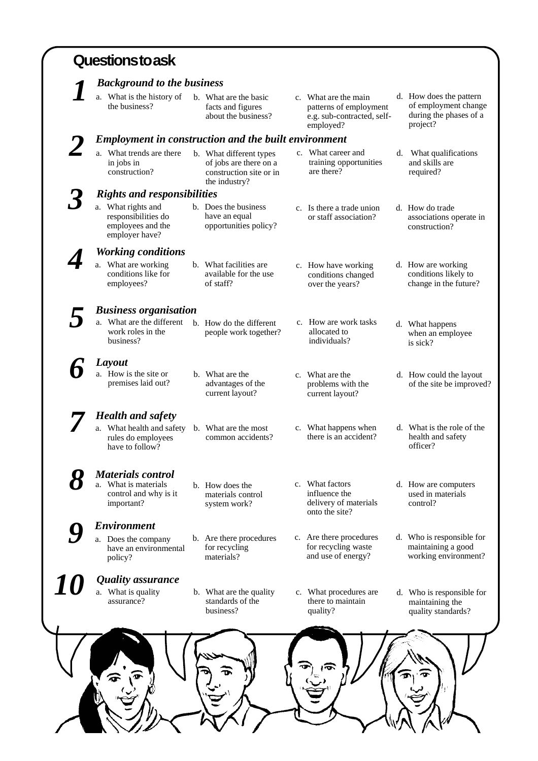# Questions to ask

## 1 Background to the business

a. What is the history of the business?

b. What are the basic facts and figures about the business?

c. What are the main patterns of employment e.g. sub-contracted, self-employed?

d. How does the pattern of employment change during the phases of a project?

## 2 Employment in construction and the built environment

a. What trends are there in jobs in construction?

b. What different types of jobs are there on a construction site or in the industry?

c. What career and training opportunities are there?

d. What qualifications and skills are required?

## 3 Rights and responsibilities

a. What rights and responsibilities do employees and the employer have?

b. Does the business have an equal opportunities policy?

c. Is there a trade union or staff association?

d. How do trade associations operate in construction?

## 4 Working conditions

a. What are working conditions like for employees?

b. What facilities are available for the use of staff?

c. How have working conditions changed over the years?

d. How are working conditions likely to change in the future?

## 5 Business organisation

a. What are the different work roles in the business?

b. How do the different people work together?

c. How are work tasks allocated to individuals?

d. What happens when an employee is sick?

## 6 Layout

a. How is the site or premises laid out?

b. What are the advantages of the current layout?

c. What are the problems with the current layout?

d. How could the layout of the site be improved?

## 7 Health and safety

a. What health and safety rules do employees have to follow?

b. What are the most common accidents?

c. What happens when there is an accident?

d. What is the role of the health and safety officer?

## 8 Materials control

a. What is materials control and why is it important?

b. How does the materials control system work?

c. What factors influence the delivery of materials onto the site?

d. How are computers used in materials control?

## 9 Environment

a. Does the company have an environmental policy?

b. Are there procedures for recycling materials?

c. Are there procedures for recycling waste and use of energy?

d. Who is responsible for maintaining a good working environment?

## 10 Quality assurance

a. What is quality assurance?

b. What are the quality standards of the business?

c. What procedures are there to maintain quality?

d. Who is responsible for maintaining the quality standards?